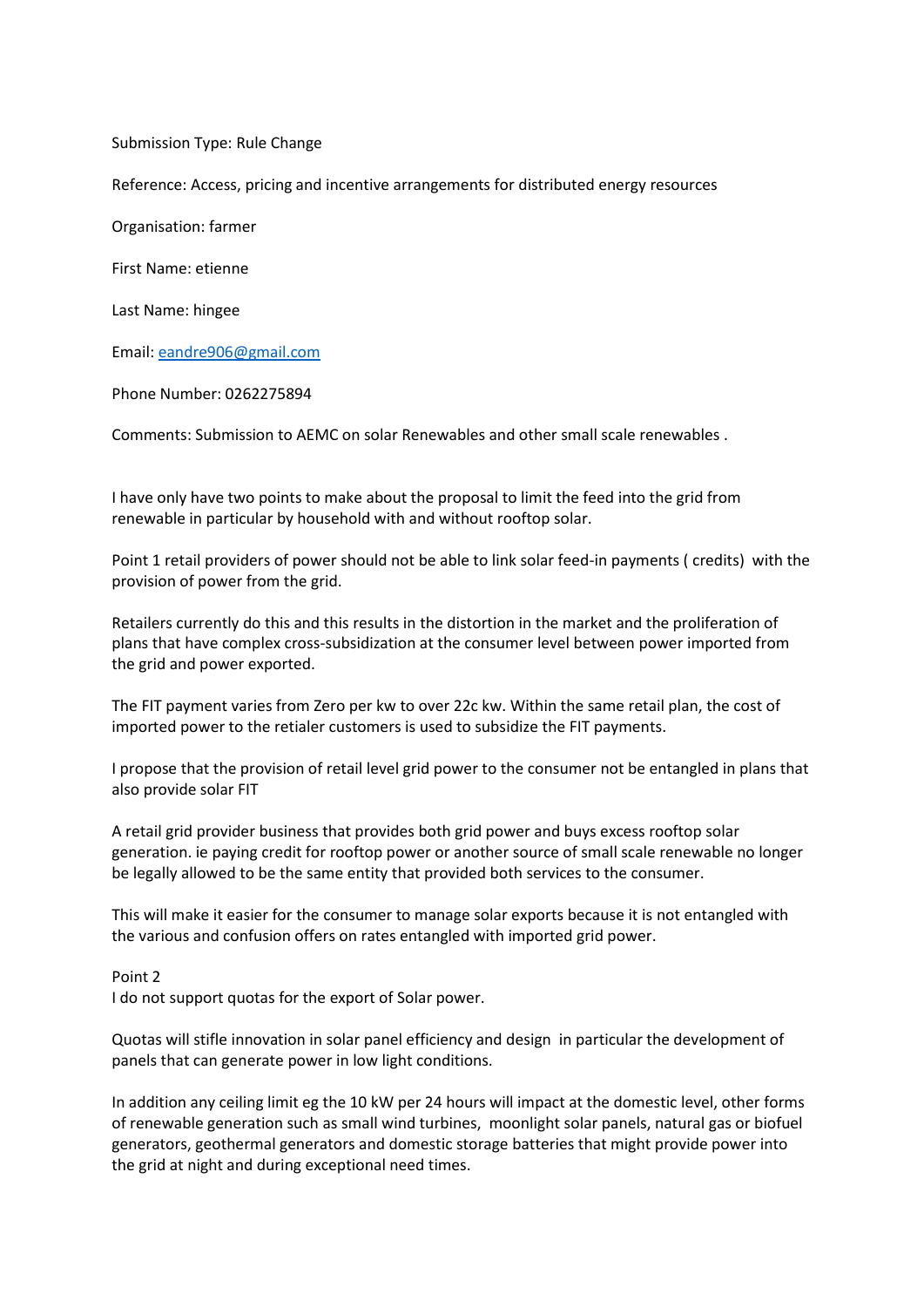Submission Type: Rule Change

Reference: Access, pricing and incentive arrangements for distributed energy resources

Organisation: farmer

First Name: etienne

Last Name: hingee

Email: eandre906@gmail.com

Phone Number: 0262275894

Comments: Submission to AEMC on solar Renewables and other small scale renewables .

I have only have two points to make about the proposal to limit the feed into the grid from renewable in particular by household with and without rooftop solar.

Point 1 retail providers of power should not be able to link solar feed-in payments ( credits) with the provision of power from the grid.

Retailers currently do this and this results in the distortion in the market and the proliferation of plans that have complex cross-subsidization at the consumer level between power imported from the grid and power exported.

The FIT payment varies from Zero per kw to over 22c kw. Within the same retail plan, the cost of imported power to the retialer customers is used to subsidize the FIT payments.

I propose that the provision of retail level grid power to the consumer not be entangled in plans that also provide solar FIT

A retail grid provider business that provides both grid power and buys excess rooftop solar generation. ie paying credit for rooftop power or another source of small scale renewable no longer be legally allowed to be the same entity that provided both services to the consumer.

This will make it easier for the consumer to manage solar exports because it is not entangled with the various and confusion offers on rates entangled with imported grid power.

Point 2

I do not support quotas for the export of Solar power.

Quotas will stifle innovation in solar panel efficiency and design in particular the development of panels that can generate power in low light conditions.

In addition any ceiling limit eg the 10 kW per 24 hours will impact at the domestic level, other forms of renewable generation such as small wind turbines, moonlight solar panels, natural gas or biofuel generators, geothermal generators and domestic storage batteries that might provide power into the grid at night and during exceptional need times.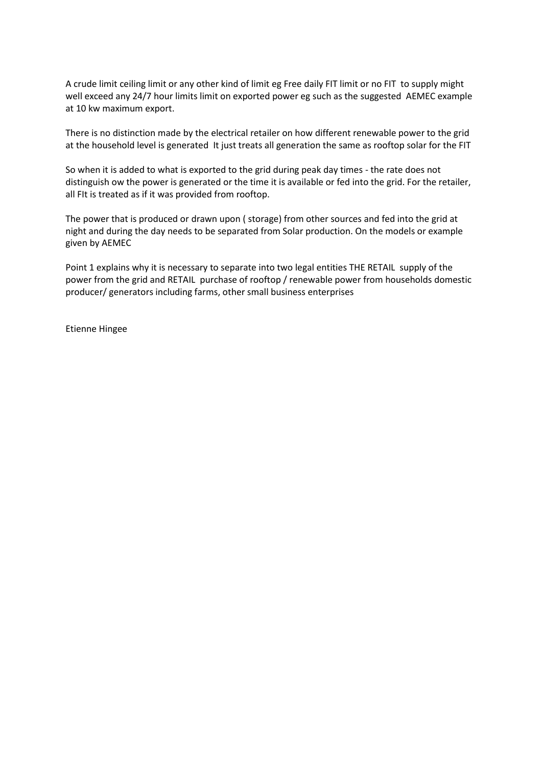A crude limit ceiling limit or any other kind of limit eg Free daily FIT limit or no FIT to supply might well exceed any 24/7 hour limits limit on exported power eg such as the suggested AEMEC example at 10 kw maximum export.

There is no distinction made by the electrical retailer on how different renewable power to the grid at the household level is generated It just treats all generation the same as rooftop solar for the FIT

So when it is added to what is exported to the grid during peak day times - the rate does not distinguish ow the power is generated or the time it is available or fed into the grid. For the retailer, all FIt is treated as if it was provided from rooftop.

The power that is produced or drawn upon ( storage) from other sources and fed into the grid at night and during the day needs to be separated from Solar production. On the models or example given by AEMEC

Point 1 explains why it is necessary to separate into two legal entities THE RETAIL supply of the power from the grid and RETAIL purchase of rooftop / renewable power from households domestic producer/ generators including farms, other small business enterprises

Etienne Hingee